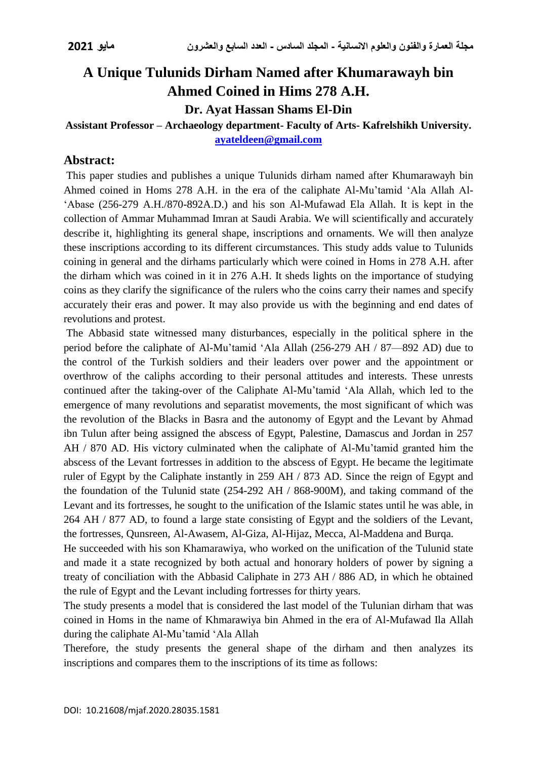# A Unique Tulunids Dirham Named after Khumarawayh bin Ahmed Coined in Hims 278 A.H.

**Dr. Ayat Hassan Shams El-Din**

**Assistant Professor – Archaeology department- Faculty of Arts- Kafrelshikh University.**

**ayateldeen@gmail.com**

## Abstract:

This paper studies and publishes a unique Tulunids dirham named after Khumarawayh bin Ahmed coined in Homs 278 A.H. in the era of the caliphate Al-Mu'tamid 'Ala Allah Al-'Abase (256-279 A.H./870-892A.D.) and his son Al-Mufawad Ela Allah. It is kept in the collection of Ammar Muhammad Imran at Saudi Arabia. We will scientifically and accurately describe it, highlighting its general shape, inscriptions and ornaments. We will then analyze these inscriptions according to its different circumstances. This study adds value to Tulunids coining in general and the dirhams particularly which were coined in Homs in 278 A.H. after the dirham which was coined in it in 276 A.H. It sheds lights on the importance of studying coins as they clarify the significance of the rulers who the coins carry their names and specify accurately their eras and power. It may also provide us with the beginning and end dates of revolutions and protest.

The Abbasid state witnessed many disturbances, especially in the political sphere in the period before the caliphate of Al-Mu'tamid 'Ala Allah (256-279 AH / 87—892 AD) due to the control of the Turkish soldiers and their leaders over power and the appointment or overthrow of the caliphs according to their personal attitudes and interests. These unrests continued after the taking-over of the Caliphate Al-Mu'tamid 'Ala Allah, which led to the emergence of many revolutions and separatist movements, the most significant of which was the revolution of the Blacks in Basra and the autonomy of Egypt and the Levant by Ahmad ibn Tulun after being assigned the abscess of Egypt, Palestine, Damascus and Jordan in 257 AH / 870 AD. His victory culminated when the caliphate of Al-Mu'tamid granted him the abscess of the Levant fortresses in addition to the abscess of Egypt. He became the legitimate ruler of Egypt by the Caliphate instantly in 259 AH / 873 AD. Since the reign of Egypt and the foundation of the Tulunid state (254-292 AH / 868-900M), and taking command of the Levant and its fortresses, he sought to the unification of the Islamic states until he was able, in 264 AH / 877 AD, to found a large state consisting of Egypt and the soldiers of the Levant, the fortresses, Qunsreen, Al-Awasem, Al-Giza, Al-Hijaz, Mecca, Al-Maddena and Burqa.

He succeeded with his son Khamarawiya, who worked on the unification of the Tulunid state and made it a state recognized by both actual and honorary holders of power by signing a treaty of conciliation with the Abbasid Caliphate in 273 AH / 886 AD, in which he obtained the rule of Egypt and the Levant including fortresses for thirty years.

The study presents a model that is considered the last model of the Tulunian dirham that was coined in Homs in the name of Khmarawiya bin Ahmed in the era of Al-Mufawad Ila Allah during the caliphate Al-Mu'tamid 'Ala Allah

Therefore, the study presents the general shape of the dirham and then analyzes its inscriptions and compares them to the inscriptions of its time as follows:

DOI: 10.21608/mjaf.2020.28035.1581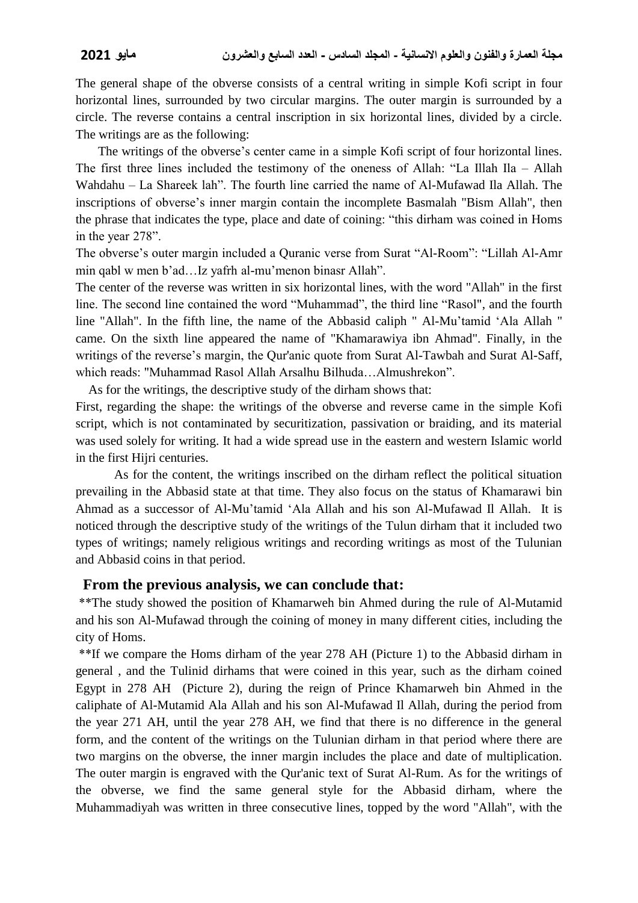The general shape of the obverse consists of a central writing in simple Kofi script in four horizontal lines, surrounded by two circular margins. The outer margin is surrounded by a circle. The reverse contains a central inscription in six horizontal lines, divided by a circle. The writings are as the following:

The writings of the obverse's center came in a simple Kofi script of four horizontal lines. The first three lines included the testimony of the oneness of Allah: "La Illah Ila – Allah Wahdahu – La Shareek lah". The fourth line carried the name of Al-Mufawad Ila Allah. The inscriptions of obverse's inner margin contain the incomplete Basmalah "Bism Allah", then the phrase that indicates the type, place and date of coining: "this dirham was coined in Homs in the year 278".

The obverse's outer margin included a Quranic verse from Surat "Al-Room": "Lillah Al-Amr min qabl w men b'ad…Iz yafrh al-mu'menon binasr Allah".

The center of the reverse was written in six horizontal lines, with the word "Allah" in the first line. The second line contained the word "Muhammad", the third line "Rasol", and the fourth line "Allah". In the fifth line, the name of the Abbasid caliph " Al-Mu'tamid 'Ala Allah " came. On the sixth line appeared the name of "Khamarawiya ibn Ahmad". Finally, in the writings of the reverse's margin, the Qur'anic quote from Surat Al-Tawbah and Surat Al-Saff, which reads: "Muhammad Rasol Allah Arsalhu Bilhuda…Almushrekon".

As for the writings, the descriptive study of the dirham shows that:

First, regarding the shape: the writings of the obverse and reverse came in the simple Kofi script, which is not contaminated by securitization, passivation or braiding, and its material was used solely for writing. It had a wide spread use in the eastern and western Islamic world in the first Hijri centuries.

As for the content, the writings inscribed on the dirham reflect the political situation prevailing in the Abbasid state at that time. They also focus on the status of Khamarawi bin Ahmad as a successor of Al-Mu'tamid 'Ala Allah and his son Al-Mufawad Il Allah. It is noticed through the descriptive study of the writings of the Tulun dirham that it included two types of writings; namely religious writings and recording writings as most of the Tulunian and Abbasid coins in that period.

## From the previous analysis, we can conclude that:

**The study showed the position of Khamarweh bin Ahmed during the rule of Al-Mutamid and his son Al-Mufawad through the coining of money in many different cities, including the city of Homs.

**If we compare the Homs dirham of the year 278 AH (Picture 1) to the Abbasid dirham in general , and the Tulinid dirhams that were coined in this year, such as the dirham coined Egypt in 278 AH (Picture 2), during the reign of Prince Khamarweh bin Ahmed in the caliphate of Al-Mutamid Ala Allah and his son Al-Mufawad Il Allah, during the period from the year 271 AH, until the year 278 AH, we find that there is no difference in the general form, and the content of the writings on the Tulunian dirham in that period where there are two margins on the obverse, the inner margin includes the place and date of multiplication. The outer margin is engraved with the Qur'anic text of Surat Al-Rum. As for the writings of the obverse, we find the same general style for the Abbasid dirham, where the Muhammadiyah was written in three consecutive lines, topped by the word "Allah", with the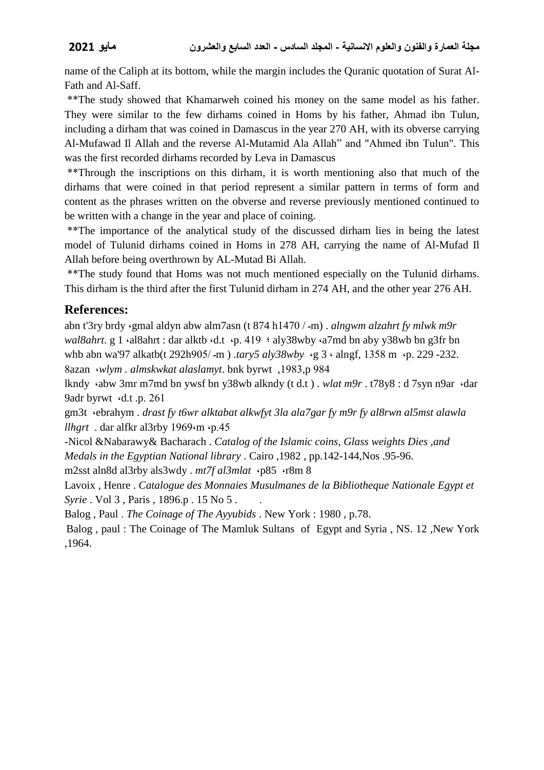name of the Caliph at its bottom, while the margin includes the Quranic quotation of Surat Al-Fath and Al-Saff.

**The study showed that Khamarweh coined his money on the same model as his father. They were similar to the few dirhams coined in Homs by his father, Ahmad ibn Tulun, including a dirham that was coined in Damascus in the year 270 AH, with its obverse carrying Al-Mufawad Il Allah and the reverse Al-Mutamid Ala Allah" and "Ahmed ibn Tulun". This was the first recorded dirhams recorded by Leva in Damascus

**Through the inscriptions on this dirham, it is worth mentioning also that much of the dirhams that were coined in that period represent a similar pattern in terms of form and content as the phrases written on the obverse and reverse previously mentioned continued to be written with a change in the year and place of coining.

**The importance of the analytical study of the discussed dirham lies in being the latest model of Tulunid dirhams coined in Homs in 278 AH, carrying the name of Al-Mufad Il Allah before being overthrown by AL-Mutad Bi Allah.

**The study found that Homs was not much mentioned especially on the Tulunid dirhams. This dirham is the third after the first Tulunid dirham in 274 AH, and the other year 276 AH.

## References:

abn t'3ry brdy ،gmal aldyn abw alm7asn (t 874 h1470 / -m) . *alngwm alzahrt fy mlwk m9r wal8ahrt*. g 1 ،al8ahrt : dar alktb ،d.t ،p. 419 ؛ aly38wby ،a7md bn aby y38wb bn g3fr bn whb abn wa'97 alkatb(t 292h905/ -m ) .*tary5 aly38wby* ،g 3 ، alngf, 1358 m ،p. 229 -232.

8azan ،*wlym* . *almskwkat alaslamyt*. bnk byrwt ,1983,p 984

lkndy ،abw 3mr m7md bn ywsf bn y38wb alkndy (t d.t ) . *wlat m9r* . t78y8 : d 7syn n9ar ،dar 9adr byrwt ،d.t .p. 261

gm3t ،ebrahym . *drast fy t6wr alktabat alkwfyt 3la ala7gar fy m9r fy al8rwn al5mst alawla llhgrt* . dar alfkr al3rby 1969،m ،p.45

-Nicol &Nabarawy& Bacharach . *Catalog of the Islamic coins, Glass weights Dies ,and Medals in the Egyptian National library* . Cairo ,1982 , pp.142-144,Nos .95-96.

m2sst aln8d al3rby als3wdy . *mt7f al3mlat* ،p85 ،r8m 8

Lavoix , Henre . *Catalogue des Monnaies Musulmanes de la Bibliotheque Nationale Egypt et Syrie* . Vol 3 , Paris , 1896.p . 15 No 5 .

Balog , Paul . *The Coinage of The Ayyubids* . New York : 1980 , p.78.

Balog , paul : The Coinage of The Mamluk Sultans of Egypt and Syria , NS. 12 ,New York ,1964.